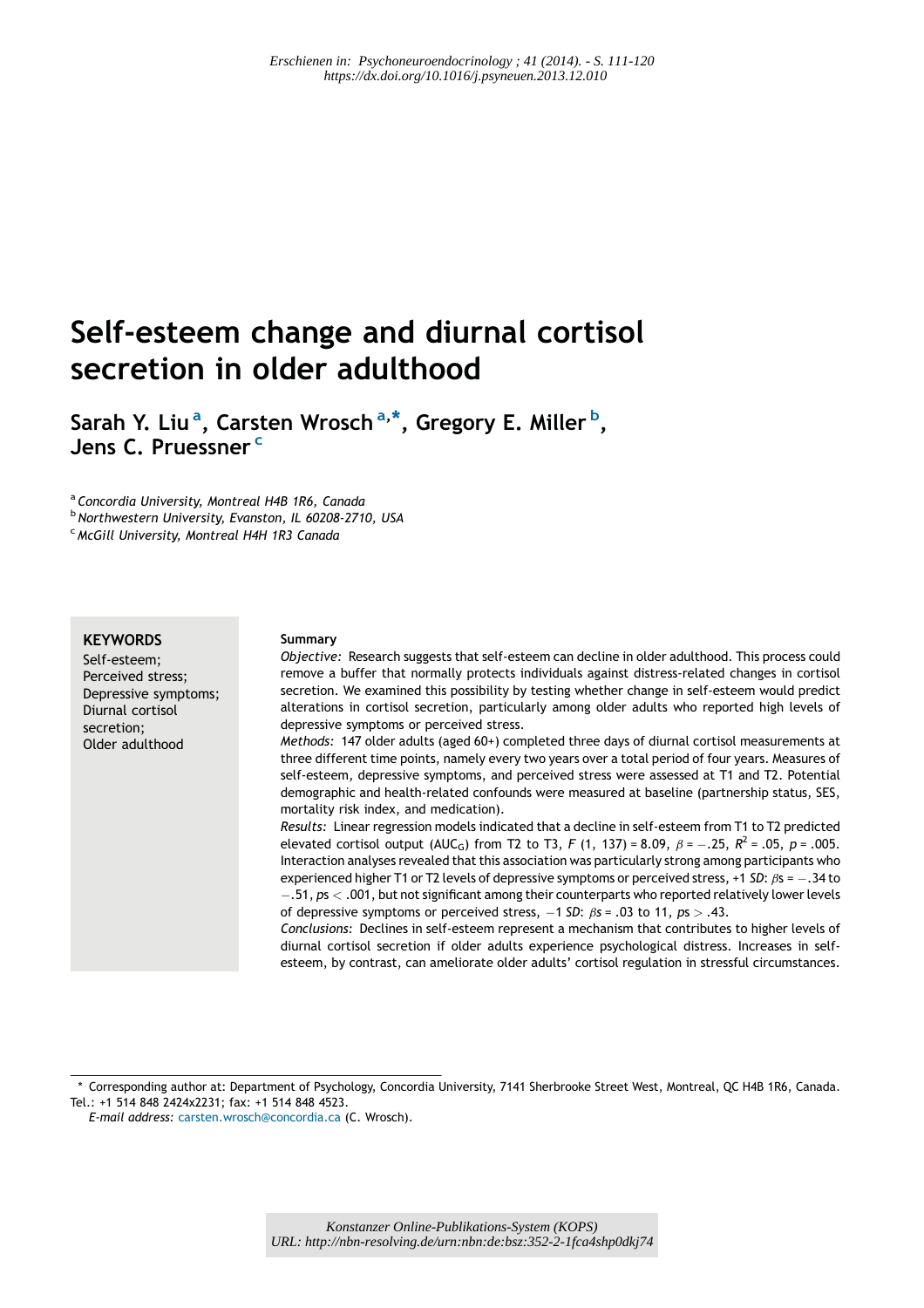Erschienen in: Psychoneuroendocrinology ; 41 (2014). - S. 111-120
https://dx.doi.org/10.1016/j.psyneuen.2013.12.010

# Self-esteem change and diurnal cortisol secretion in older adulthood

**Sarah Y. Liu** [a], **Carsten Wrosch** [a,*], **Gregory E. Miller** [b], **Jens C. Pruessner** [c]

[a] *Concordia University, Montreal H4B 1R6, Canada*
[b] *Northwestern University, Evanston, IL 60208-2710, USA*
[c] *McGill University, Montreal H4H 1R3 Canada*

**KEYWORDS**
Self-esteem;
Perceived stress;
Depressive symptoms;
Diurnal cortisol secretion;
Older adulthood

**Summary**

*Objective:* Research suggests that self-esteem can decline in older adulthood. This process could remove a buffer that normally protects individuals against distress-related changes in cortisol secretion. We examined this possibility by testing whether change in self-esteem would predict alterations in cortisol secretion, particularly among older adults who reported high levels of depressive symptoms or perceived stress.

*Methods:* 147 older adults (aged 60+) completed three days of diurnal cortisol measurements at three different time points, namely every two years over a total period of four years. Measures of self-esteem, depressive symptoms, and perceived stress were assessed at T1 and T2. Potential demographic and health-related confounds were measured at baseline (partnership status, SES, mortality risk index, and medication).

*Results:* Linear regression models indicated that a decline in self-esteem from T1 to T2 predicted elevated cortisol output ($AUC_G$) from T2 to T3, $F$ (1, 137) = 8.09, $\beta = -.25$, $R^2 = .05$, $p = .005$. Interaction analyses revealed that this association was particularly strong among participants who experienced higher T1 or T2 levels of depressive symptoms or perceived stress, +1 *SD*: $\beta$s = $-.34$ to $-.51$, $p$s $< .001$, but not significant among their counterparts who reported relatively lower levels of depressive symptoms or perceived stress, $-1$ *SD*: $\beta$s = .03 to 11, $p$s $> .43$.

*Conclusions:* Declines in self-esteem represent a mechanism that contributes to higher levels of diurnal cortisol secretion if older adults experience psychological distress. Increases in self-esteem, by contrast, can ameliorate older adults' cortisol regulation in stressful circumstances.

---

\* Corresponding author at: Department of Psychology, Concordia University, 7141 Sherbrooke Street West, Montreal, QC H4B 1R6, Canada. Tel.: +1 514 848 2424x2231; fax: +1 514 848 4523.

*E-mail address:* carsten.wrosch@concordia.ca (C. Wrosch).

Konstanzer Online-Publikations-System (KOPS)
URL: http://nbn-resolving.de/urn:nbn:de:bsz:352-2-1fca4shp0dkj74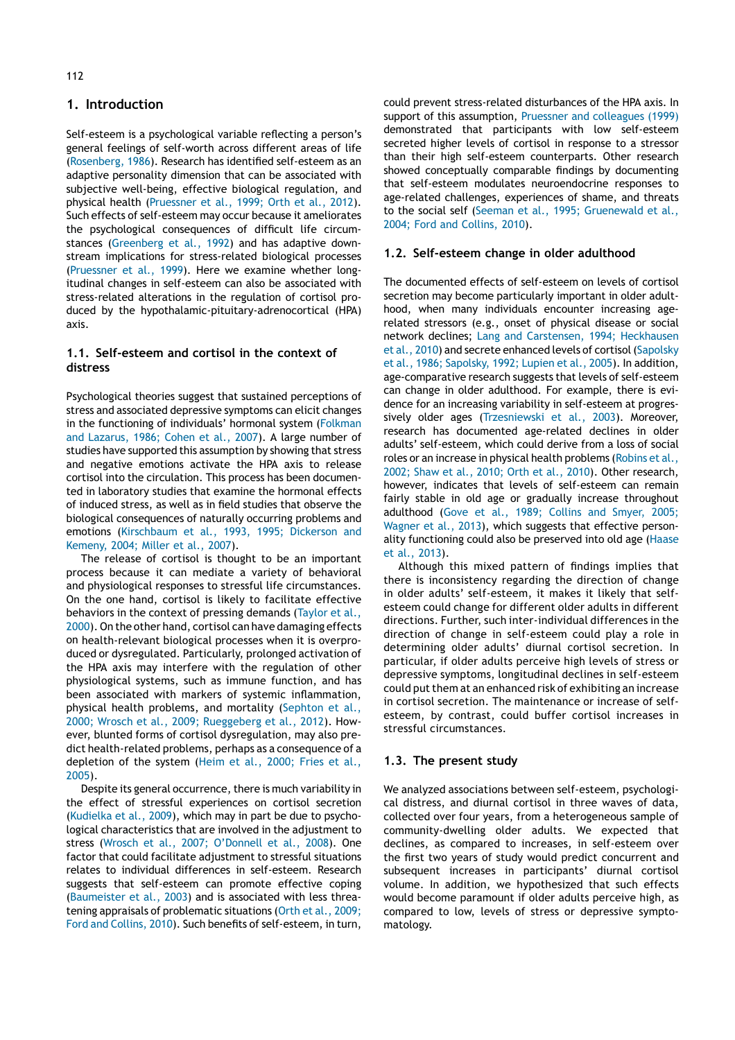## 1. Introduction

Self-esteem is a psychological variable reflecting a person's general feelings of self-worth across different areas of life (Rosenberg, 1986). Research has identified self-esteem as an adaptive personality dimension that can be associated with subjective well-being, effective biological regulation, and physical health (Pruessner et al., 1999; Orth et al., 2012). Such effects of self-esteem may occur because it ameliorates the psychological consequences of difficult life circumstances (Greenberg et al., 1992) and has adaptive downstream implications for stress-related biological processes (Pruessner et al., 1999). Here we examine whether longitudinal changes in self-esteem can also be associated with stress-related alterations in the regulation of cortisol produced by the hypothalamic-pituitary-adrenocortical (HPA) axis.

### 1.1. Self-esteem and cortisol in the context of distress

Psychological theories suggest that sustained perceptions of stress and associated depressive symptoms can elicit changes in the functioning of individuals' hormonal system (Folkman and Lazarus, 1986; Cohen et al., 2007). A large number of studies have supported this assumption by showing that stress and negative emotions activate the HPA axis to release cortisol into the circulation. This process has been documented in laboratory studies that examine the hormonal effects of induced stress, as well as in field studies that observe the biological consequences of naturally occurring problems and emotions (Kirschbaum et al., 1993, 1995; Dickerson and Kemeny, 2004; Miller et al., 2007).

The release of cortisol is thought to be an important process because it can mediate a variety of behavioral and physiological responses to stressful life circumstances. On the one hand, cortisol is likely to facilitate effective behaviors in the context of pressing demands (Taylor et al., 2000). On the other hand, cortisol can have damaging effects on health-relevant biological processes when it is overproduced or dysregulated. Particularly, prolonged activation of the HPA axis may interfere with the regulation of other physiological systems, such as immune function, and has been associated with markers of systemic inflammation, physical health problems, and mortality (Sephton et al., 2000; Wrosch et al., 2009; Rueggeberg et al., 2012). However, blunted forms of cortisol dysregulation, may also predict health-related problems, perhaps as a consequence of a depletion of the system (Heim et al., 2000; Fries et al., 2005).

Despite its general occurrence, there is much variability in the effect of stressful experiences on cortisol secretion (Kudielka et al., 2009), which may in part be due to psychological characteristics that are involved in the adjustment to stress (Wrosch et al., 2007; O'Donnell et al., 2008). One factor that could facilitate adjustment to stressful situations relates to individual differences in self-esteem. Research suggests that self-esteem can promote effective coping (Baumeister et al., 2003) and is associated with less threatening appraisals of problematic situations (Orth et al., 2009; Ford and Collins, 2010). Such benefits of self-esteem, in turn, could prevent stress-related disturbances of the HPA axis. In support of this assumption, Pruessner and colleagues (1999) demonstrated that participants with low self-esteem secreted higher levels of cortisol in response to a stressor than their high self-esteem counterparts. Other research showed conceptually comparable findings by documenting that self-esteem modulates neuroendocrine responses to age-related challenges, experiences of shame, and threats to the social self (Seeman et al., 1995; Gruenewald et al., 2004; Ford and Collins, 2010).

### 1.2. Self-esteem change in older adulthood

The documented effects of self-esteem on levels of cortisol secretion may become particularly important in older adulthood, when many individuals encounter increasing age-related stressors (e.g., onset of physical disease or social network declines; Lang and Carstensen, 1994; Heckhausen et al., 2010) and secrete enhanced levels of cortisol (Sapolsky et al., 1986; Sapolsky, 1992; Lupien et al., 2005). In addition, age-comparative research suggests that levels of self-esteem can change in older adulthood. For example, there is evidence for an increasing variability in self-esteem at progressively older ages (Trzesniewski et al., 2003). Moreover, research has documented age-related declines in older adults' self-esteem, which could derive from a loss of social roles or an increase in physical health problems (Robins et al., 2002; Shaw et al., 2010; Orth et al., 2010). Other research, however, indicates that levels of self-esteem can remain fairly stable in old age or gradually increase throughout adulthood (Gove et al., 1989; Collins and Smyer, 2005; Wagner et al., 2013), which suggests that effective personality functioning could also be preserved into old age (Haase et al., 2013).

Although this mixed pattern of findings implies that there is inconsistency regarding the direction of change in older adults' self-esteem, it makes it likely that self-esteem could change for different older adults in different directions. Further, such inter-individual differences in the direction of change in self-esteem could play a role in determining older adults' diurnal cortisol secretion. In particular, if older adults perceive high levels of stress or depressive symptoms, longitudinal declines in self-esteem could put them at an enhanced risk of exhibiting an increase in cortisol secretion. The maintenance or increase of self-esteem, by contrast, could buffer cortisol increases in stressful circumstances.

### 1.3. The present study

We analyzed associations between self-esteem, psychological distress, and diurnal cortisol in three waves of data, collected over four years, from a heterogeneous sample of community-dwelling older adults. We expected that declines, as compared to increases, in self-esteem over the first two years of study would predict concurrent and subsequent increases in participants' diurnal cortisol volume. In addition, we hypothesized that such effects would become paramount if older adults perceive high, as compared to low, levels of stress or depressive symptomatology.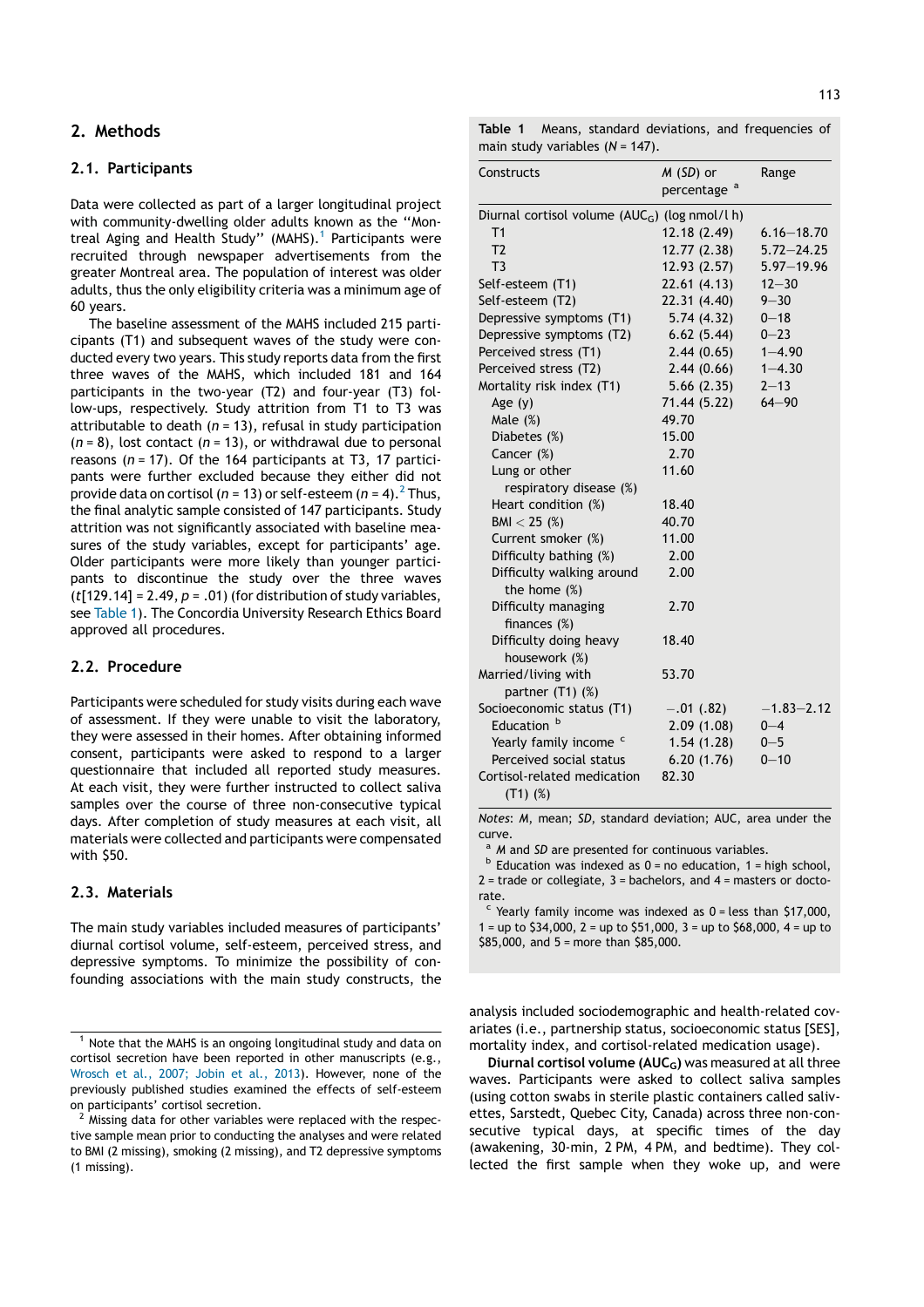## 2. Methods

### 2.1. Participants

Data were collected as part of a larger longitudinal project with community-dwelling older adults known as the "Montreal Aging and Health Study" (MAHS).[1] Participants were recruited through newspaper advertisements from the greater Montreal area. The population of interest was older adults, thus the only eligibility criteria was a minimum age of 60 years.

The baseline assessment of the MAHS included 215 participants (T1) and subsequent waves of the study were conducted every two years. This study reports data from the first three waves of the MAHS, which included 181 and 164 participants in the two-year (T2) and four-year (T3) follow-ups, respectively. Study attrition from T1 to T3 was attributable to death ($n$ = 13), refusal in study participation ($n$ = 8), lost contact ($n$ = 13), or withdrawal due to personal reasons ($n$ = 17). Of the 164 participants at T3, 17 participants were further excluded because they either did not provide data on cortisol ($n$ = 13) or self-esteem ($n$ = 4).[2] Thus, the final analytic sample consisted of 147 participants. Study attrition was not significantly associated with baseline measures of the study variables, except for participants' age. Older participants were more likely than younger participants to discontinue the study over the three waves ($t$[129.14] = 2.49, $p$ = .01) (for distribution of study variables, see Table 1). The Concordia University Research Ethics Board approved all procedures.

### 2.2. Procedure

Participants were scheduled for study visits during each wave of assessment. If they were unable to visit the laboratory, they were assessed in their homes. After obtaining informed consent, participants were asked to respond to a larger questionnaire that included all reported study measures. At each visit, they were further instructed to collect saliva samples over the course of three non-consecutive typical days. After completion of study measures at each visit, all materials were collected and participants were compensated with $50.

### 2.3. Materials

The main study variables included measures of participants' diurnal cortisol volume, self-esteem, perceived stress, and depressive symptoms. To minimize the possibility of confounding associations with the main study constructs, the analysis included sociodemographic and health-related covariates (i.e., partnership status, socioeconomic status [SES], mortality index, and cortisol-related medication usage).

**Diurnal cortisol volume ($AUC_G$)** was measured at all three waves. Participants were asked to collect saliva samples (using cotton swabs in sterile plastic containers called salivettes, Sarstedt, Quebec City, Canada) across three non-consecutive typical days, at specific times of the day (awakening, 30-min, 2 PM, 4 PM, and bedtime). They collected the first sample when they woke up, and were

**Table 1** Means, standard deviations, and frequencies of main study variables ($N$ = 147).

| Constructs | $M$ ($SD$) or percentage [a] | Range |
|---|---|---|
| Diurnal cortisol volume ($AUC_G$) (log nmol/l h) | | |
| T1 | 12.18 (2.49) | 6.16–18.70 |
| T2 | 12.77 (2.38) | 5.72–24.25 |
| T3 | 12.93 (2.57) | 5.97–19.96 |
| Self-esteem (T1) | 22.61 (4.13) | 12–30 |
| Self-esteem (T2) | 22.31 (4.40) | 9–30 |
| Depressive symptoms (T1) | 5.74 (4.32) | 0–18 |
| Depressive symptoms (T2) | 6.62 (5.44) | 0–23 |
| Perceived stress (T1) | 2.44 (0.65) | 1–4.90 |
| Perceived stress (T2) | 2.44 (0.66) | 1–4.30 |
| Mortality risk index (T1) | 5.66 (2.35) | 2–13 |
| Age (y) | 71.44 (5.22) | 64–90 |
| Male (%) | 49.70 | |
| Diabetes (%) | 15.00 | |
| Cancer (%) | 2.70 | |
| Lung or other respiratory disease (%) | 11.60 | |
| Heart condition (%) | 18.40 | |
| BMI < 25 (%) | 40.70 | |
| Current smoker (%) | 11.00 | |
| Difficulty bathing (%) | 2.00 | |
| Difficulty walking around the home (%) | 2.00 | |
| Difficulty managing finances (%) | 2.70 | |
| Difficulty doing heavy housework (%) | 18.40 | |
| Married/living with partner (T1) (%) | 53.70 | |
| Socioeconomic status (T1) | −.01 (.82) | −1.83–2.12 |
| Education [b] | 2.09 (1.08) | 0–4 |
| Yearly family income [c] | 1.54 (1.28) | 0–5 |
| Perceived social status | 6.20 (1.76) | 0–10 |
| Cortisol-related medication (T1) (%) | 82.30 | |

*Notes*: $M$, mean; $SD$, standard deviation; AUC, area under the curve.

[a] $M$ and $SD$ are presented for continuous variables.

[b] Education was indexed as 0 = no education, 1 = high school, 2 = trade or collegiate, 3 = bachelors, and 4 = masters or doctorate.

[c] Yearly family income was indexed as 0 = less than $17,000, 1 = up to $34,000, 2 = up to $51,000, 3 = up to $68,000, 4 = up to $85,000, and 5 = more than $85,000.

---

[1] Note that the MAHS is an ongoing longitudinal study and data on cortisol secretion have been reported in other manuscripts (e.g., Wrosch et al., 2007; Jobin et al., 2013). However, none of the previously published studies examined the effects of self-esteem on participants' cortisol secretion.

[2] Missing data for other variables were replaced with the respective sample mean prior to conducting the analyses and were related to BMI (2 missing), smoking (2 missing), and T2 depressive symptoms (1 missing).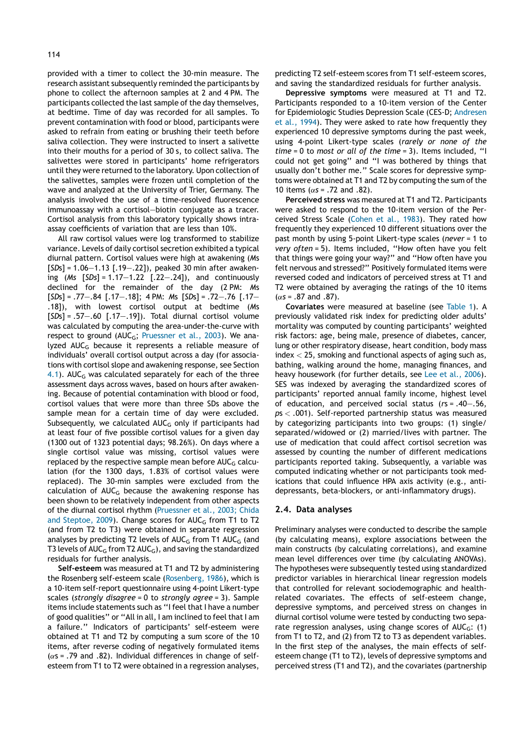provided with a timer to collect the 30-min measure. The research assistant subsequently reminded the participants by phone to collect the afternoon samples at 2 and 4 PM. The participants collected the last sample of the day themselves, at bedtime. Time of day was recorded for all samples. To prevent contamination with food or blood, participants were asked to refrain from eating or brushing their teeth before saliva collection. They were instructed to insert a salivette into their mouths for a period of 30 s, to collect saliva. The salivettes were stored in participants' home refrigerators until they were returned to the laboratory. Upon collection of the salivettes, samples were frozen until completion of the wave and analyzed at the University of Trier, Germany. The analysis involved the use of a time-resolved fluorescence immunoassay with a cortisol–biotin conjugate as a tracer. Cortisol analysis from this laboratory typically shows intra-assay coefficients of variation that are less than 10%.

All raw cortisol values were log transformed to stabilize variance. Levels of daily cortisol secretion exhibited a typical diurnal pattern. Cortisol values were high at awakening (*M*s [*SD*s] = 1.06–1.13 [.19–.22]), peaked 30 min after awakening (*M*s [*SD*s] = 1.17–1.22 [.22–.24]), and continuously declined for the remainder of the day (2 PM: *M*s [*SD*s] = .77–.84 [.17–.18]; 4 PM: *M*s [*SD*s] = .72–.76 [.17–.18]), with lowest cortisol output at bedtime (*M*s [*SD*s] = .57–.60 [.17–.19]). Total diurnal cortisol volume was calculated by computing the area-under-the-curve with respect to ground ($AUC_G$; Pruessner et al., 2003). We analyzed $AUC_G$ because it represents a reliable measure of individuals' overall cortisol output across a day (for associations with cortisol slope and awakening response, see Section 4.1). $AUC_G$ was calculated separately for each of the three assessment days across waves, based on hours after awakening. Because of potential contamination with blood or food, cortisol values that were more than three SDs above the sample mean for a certain time of day were excluded. Subsequently, we calculated $AUC_G$ only if participants had at least four of five possible cortisol values for a given day (1300 out of 1323 potential days; 98.26%). On days where a single cortisol value was missing, cortisol values were replaced by the respective sample mean before $AUC_G$ calculation (for the 1300 days, 1.83% of cortisol values were replaced). The 30-min samples were excluded from the calculation of $AUC_G$ because the awakening response has been shown to be relatively independent from other aspects of the diurnal cortisol rhythm (Pruessner et al., 2003; Chida and Steptoe, 2009). Change scores for $AUC_G$ from T1 to T2 (and from T2 to T3) were obtained in separate regression analyses by predicting T2 levels of $AUC_G$ from T1 $AUC_G$ (and T3 levels of $AUC_G$ from T2 $AUC_G$), and saving the standardized residuals for further analysis.

**Self-esteem** was measured at T1 and T2 by administering the Rosenberg self-esteem scale (Rosenberg, 1986), which is a 10-item self-report questionnaire using 4-point Likert-type scales (*strongly disagree* = 0 to *strongly agree* = 3). Sample items include statements such as "I feel that I have a number of good qualities" or "All in all, I am inclined to feel that I am a failure." Indicators of participants' self-esteem were obtained at T1 and T2 by computing a sum score of the 10 items, after reverse coding of negatively formulated items ($\alpha$s = .79 and .82). Individual differences in change of self-esteem from T1 to T2 were obtained in a regression analyses, predicting T2 self-esteem scores from T1 self-esteem scores, and saving the standardized residuals for further analysis.

**Depressive symptoms** were measured at T1 and T2. Participants responded to a 10-item version of the Center for Epidemiologic Studies Depression Scale (CES-D; Andresen et al., 1994). They were asked to rate how frequently they experienced 10 depressive symptoms during the past week, using 4-point Likert-type scales (*rarely or none of the time* = 0 to *most or all of the time* = 3). Items included, "I could not get going" and "I was bothered by things that usually don't bother me." Scale scores for depressive symptoms were obtained at T1 and T2 by computing the sum of the 10 items ($\alpha$s = .72 and .82).

**Perceived stress** was measured at T1 and T2. Participants were asked to respond to the 10-item version of the Perceived Stress Scale (Cohen et al., 1983). They rated how frequently they experienced 10 different situations over the past month by using 5-point Likert-type scales (*never* = 1 to *very often* = 5). Items included, "How often have you felt that things were going your way?" and "How often have you felt nervous and stressed?" Positively formulated items were reversed coded and indicators of perceived stress at T1 and T2 were obtained by averaging the ratings of the 10 items ($\alpha$s = .87 and .87).

**Covariates** were measured at baseline (see Table 1). A previously validated risk index for predicting older adults' mortality was computed by counting participants' weighted risk factors: age, being male, presence of diabetes, cancer, lung or other respiratory disease, heart condition, body mass index < 25, smoking and functional aspects of aging such as, bathing, walking around the home, managing finances, and heavy housework (for further details, see Lee et al., 2006). SES was indexed by averaging the standardized scores of participants' reported annual family income, highest level of education, and perceived social status (*r*s = .40–.56, *p*s < .001). Self-reported partnership status was measured by categorizing participants into two groups: (1) single/separated/widowed or (2) married/lives with partner. The use of medication that could affect cortisol secretion was assessed by counting the number of different medications participants reported taking. Subsequently, a variable was computed indicating whether or not participants took medications that could influence HPA axis activity (e.g., antidepressants, beta-blockers, or anti-inflammatory drugs).

## 2.4. Data analyses

Preliminary analyses were conducted to describe the sample (by calculating means), explore associations between the main constructs (by calculating correlations), and examine mean level differences over time (by calculating ANOVAs). The hypotheses were subsequently tested using standardized predictor variables in hierarchical linear regression models that controlled for relevant sociodemographic and health-related covariates. The effects of self-esteem change, depressive symptoms, and perceived stress on changes in diurnal cortisol volume were tested by conducting two separate regression analyses, using change scores of $AUC_G$: (1) from T1 to T2, and (2) from T2 to T3 as dependent variables. In the first step of the analyses, the main effects of self-esteem change (T1 to T2), levels of depressive symptoms and perceived stress (T1 and T2), and the covariates (partnership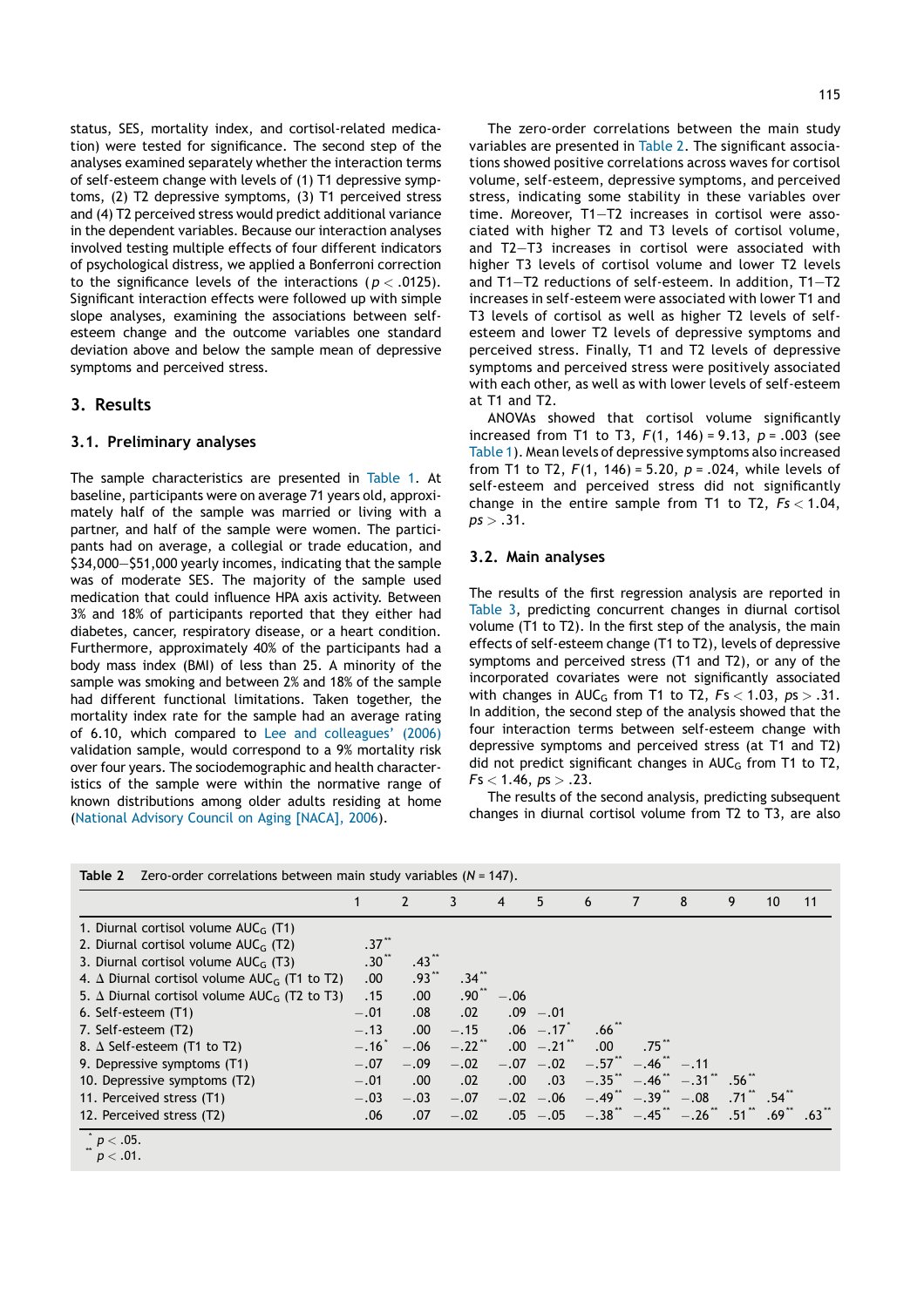status, SES, mortality index, and cortisol-related medication) were tested for significance. The second step of the analyses examined separately whether the interaction terms of self-esteem change with levels of (1) T1 depressive symptoms, (2) T2 depressive symptoms, (3) T1 perceived stress and (4) T2 perceived stress would predict additional variance in the dependent variables. Because our interaction analyses involved testing multiple effects of four different indicators of psychological distress, we applied a Bonferroni correction to the significance levels of the interactions ($p < .0125$). Significant interaction effects were followed up with simple slope analyses, examining the associations between self-esteem change and the outcome variables one standard deviation above and below the sample mean of depressive symptoms and perceived stress.

## 3. Results

### 3.1. Preliminary analyses

The sample characteristics are presented in Table 1. At baseline, participants were on average 71 years old, approximately half of the sample was married or living with a partner, and half of the sample were women. The participants had on average, a collegial or trade education, and \$34,000—\$51,000 yearly incomes, indicating that the sample was of moderate SES. The majority of the sample used medication that could influence HPA axis activity. Between 3% and 18% of participants reported that they either had diabetes, cancer, respiratory disease, or a heart condition. Furthermore, approximately 40% of the participants had a body mass index (BMI) of less than 25. A minority of the sample was smoking and between 2% and 18% of the sample had different functional limitations. Taken together, the mortality index rate for the sample had an average rating of 6.10, which compared to Lee and colleagues' (2006) validation sample, would correspond to a 9% mortality risk over four years. The sociodemographic and health characteristics of the sample were within the normative range of known distributions among older adults residing at home (National Advisory Council on Aging [NACA], 2006).

The zero-order correlations between the main study variables are presented in Table 2. The significant associations showed positive correlations across waves for cortisol volume, self-esteem, depressive symptoms, and perceived stress, indicating some stability in these variables over time. Moreover, T1—T2 increases in cortisol were associated with higher T2 and T3 levels of cortisol volume, and T2—T3 increases in cortisol were associated with higher T3 levels of cortisol volume and lower T2 levels and T1—T2 reductions of self-esteem. In addition, T1—T2 increases in self-esteem were associated with lower T1 and T3 levels of cortisol as well as higher T2 levels of self-esteem and lower T2 levels of depressive symptoms and perceived stress. Finally, T1 and T2 levels of depressive symptoms and perceived stress were positively associated with each other, as well as with lower levels of self-esteem at T1 and T2.

ANOVAs showed that cortisol volume significantly increased from T1 to T3, $F(1, 146) = 9.13$, $p = .003$ (see Table 1). Mean levels of depressive symptoms also increased from T1 to T2, $F(1, 146) = 5.20$, $p = .024$, while levels of self-esteem and perceived stress did not significantly change in the entire sample from T1 to T2, $Fs < 1.04$, $ps > .31$.

### 3.2. Main analyses

The results of the first regression analysis are reported in Table 3, predicting concurrent changes in diurnal cortisol volume (T1 to T2). In the first step of the analysis, the main effects of self-esteem change (T1 to T2), levels of depressive symptoms and perceived stress (T1 and T2), or any of the incorporated covariates were not significantly associated with changes in $AUC_G$ from T1 to T2, $Fs < 1.03$, $ps > .31$. In addition, the second step of the analysis showed that the four interaction terms between self-esteem change with depressive symptoms and perceived stress (at T1 and T2) did not predict significant changes in $AUC_G$ from T1 to T2, $Fs < 1.46$, $ps > .23$.

The results of the second analysis, predicting subsequent changes in diurnal cortisol volume from T2 to T3, are also

**Table 2** Zero-order correlations between main study variables (N = 147).

| | 1 | 2 | 3 | 4 | 5 | 6 | 7 | 8 | 9 | 10 | 11 |
|---|---|---|---|---|---|---|---|---|---|---|---|
| 1. Diurnal cortisol volume $AUC_G$ (T1) | | | | | | | | | | | |
| 2. Diurnal cortisol volume $AUC_G$ (T2) | .37** | | | | | | | | | | |
| 3. Diurnal cortisol volume $AUC_G$ (T3) | .30** | .43** | | | | | | | | | |
| 4. Δ Diurnal cortisol volume $AUC_G$ (T1 to T2) | .00 | .93** | .34** | | | | | | | | |
| 5. Δ Diurnal cortisol volume $AUC_G$ (T2 to T3) | .15 | .00 | .90** | −.06 | | | | | | | |
| 6. Self-esteem (T1) | −.01 | .08 | .02 | .09 | −.01 | | | | | | |
| 7. Self-esteem (T2) | −.13 | .00 | −.15 | .06 | −.17* | .66** | | | | | |
| 8. Δ Self-esteem (T1 to T2) | −.16* | −.06 | −.22** | .00 | −.21** | .00 | .75** | | | | |
| 9. Depressive symptoms (T1) | −.07 | −.09 | −.02 | −.07 | −.02 | −.57** | −.46** | −.11 | | | |
| 10. Depressive symptoms (T2) | −.01 | .00 | .02 | .00 | .03 | −.35** | −.46** | −.31** | .56** | | |
| 11. Perceived stress (T1) | −.03 | −.03 | −.07 | −.02 | −.06 | −.49** | −.39** | −.08 | .71** | .54** | |
| 12. Perceived stress (T2) | .06 | .07 | −.02 | .05 | −.05 | −.38** | −.45** | −.26** | .51** | .69** | .63** |

* $p < .05$.
** $p < .01$.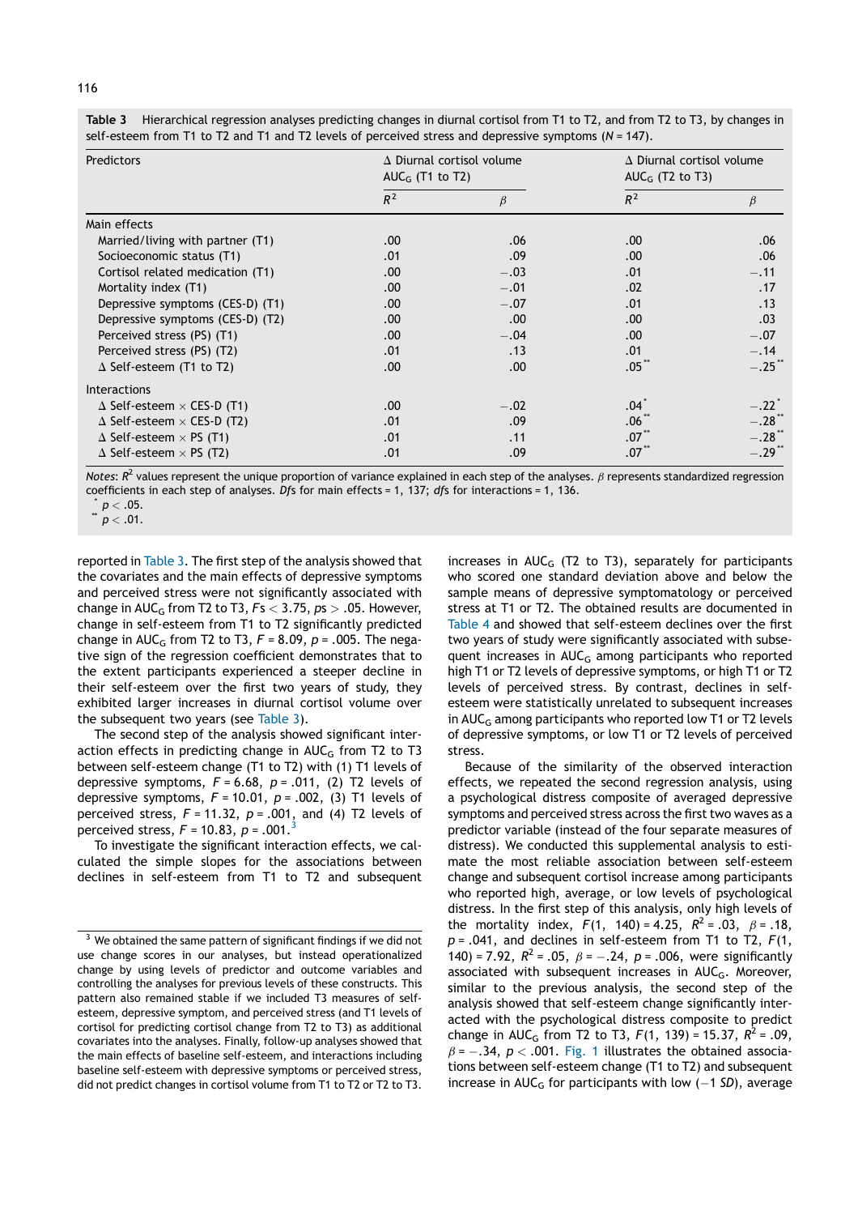**Table 3** Hierarchical regression analyses predicting changes in diurnal cortisol from T1 to T2, and from T2 to T3, by changes in self-esteem from T1 to T2 and T1 and T2 levels of perceived stress and depressive symptoms ($N = 147$).

| Predictors | Δ Diurnal cortisol volume $AUC_G$ (T1 to T2) | | Δ Diurnal cortisol volume $AUC_G$ (T2 to T3) | |
|---|---|---|---|---|
| | $R^2$ | $\beta$ | $R^2$ | $\beta$ |
| Main effects | | | | |
| Married/living with partner (T1) | .00 | .06 | .00 | .06 |
| Socioeconomic status (T1) | .01 | .09 | .00 | .06 |
| Cortisol related medication (T1) | .00 | −.03 | .01 | −.11 |
| Mortality index (T1) | .00 | −.01 | .02 | .17 |
| Depressive symptoms (CES-D) (T1) | .00 | −.07 | .01 | .13 |
| Depressive symptoms (CES-D) (T2) | .00 | .00 | .00 | .03 |
| Perceived stress (PS) (T1) | .00 | −.04 | .00 | −.07 |
| Perceived stress (PS) (T2) | .01 | .13 | .01 | −.14 |
| Δ Self-esteem (T1 to T2) | .00 | .00 | .05** | −.25** |
| Interactions | | | | |
| Δ Self-esteem × CES-D (T1) | .00 | −.02 | .04* | −.22* |
| Δ Self-esteem × CES-D (T2) | .01 | .09 | .06** | −.28** |
| Δ Self-esteem × PS (T1) | .01 | .11 | .07** | −.28** |
| Δ Self-esteem × PS (T2) | .01 | .09 | .07** | −.29** |

*Notes*: $R^2$ values represent the unique proportion of variance explained in each step of the analyses. $\beta$ represents standardized regression coefficients in each step of analyses. *Dfs* for main effects = 1, 137; *dfs* for interactions = 1, 136.

\* $p < .05$.

\*\* $p < .01$.

reported in Table 3. The first step of the analysis showed that the covariates and the main effects of depressive symptoms and perceived stress were not significantly associated with change in $AUC_G$ from T2 to T3, $Fs < 3.75$, $ps > .05$. However, change in self-esteem from T1 to T2 significantly predicted change in $AUC_G$ from T2 to T3, $F = 8.09$, $p = .005$. The negative sign of the regression coefficient demonstrates that to the extent participants experienced a steeper decline in their self-esteem over the first two years of study, they exhibited larger increases in diurnal cortisol volume over the subsequent two years (see Table 3).

The second step of the analysis showed significant interaction effects in predicting change in $AUC_G$ from T2 to T3 between self-esteem change (T1 to T2) with (1) T1 levels of depressive symptoms, $F = 6.68$, $p = .011$, (2) T2 levels of depressive symptoms, $F = 10.01$, $p = .002$, (3) T1 levels of perceived stress, $F = 11.32$, $p = .001$, and (4) T2 levels of perceived stress, $F = 10.83$, $p = .001$.[3]

To investigate the significant interaction effects, we calculated the simple slopes for the associations between declines in self-esteem from T1 to T2 and subsequent increases in $AUC_G$ (T2 to T3), separately for participants who scored one standard deviation above and below the sample means of depressive symptomatology or perceived stress at T1 or T2. The obtained results are documented in Table 4 and showed that self-esteem declines over the first two years of study were significantly associated with subsequent increases in $AUC_G$ among participants who reported high T1 or T2 levels of depressive symptoms, or high T1 or T2 levels of perceived stress. By contrast, declines in self-esteem were statistically unrelated to subsequent increases in $AUC_G$ among participants who reported low T1 or T2 levels of depressive symptoms, or low T1 or T2 levels of perceived stress.

Because of the similarity of the observed interaction effects, we repeated the second regression analysis, using a psychological distress composite of averaged depressive symptoms and perceived stress across the first two waves as a predictor variable (instead of the four separate measures of distress). We conducted this supplemental analysis to estimate the most reliable association between self-esteem change and subsequent cortisol increase among participants who reported high, average, or low levels of psychological distress. In the first step of this analysis, only high levels of the mortality index, $F(1, 140) = 4.25$, $R^2 = .03$, $\beta = .18$, $p = .041$, and declines in self-esteem from T1 to T2, $F(1, 140) = 7.92$, $R^2 = .05$, $\beta = -.24$, $p = .006$, were significantly associated with subsequent increases in $AUC_G$. Moreover, similar to the previous analysis, the second step of the analysis showed that self-esteem change significantly interacted with the psychological distress composite to predict change in $AUC_G$ from T2 to T3, $F(1, 139) = 15.37$, $R^2 = .09$, $\beta = -.34$, $p < .001$. Fig. 1 illustrates the obtained associations between self-esteem change (T1 to T2) and subsequent increase in $AUC_G$ for participants with low (−1 *SD*), average

[3] We obtained the same pattern of significant findings if we did not use change scores in our analyses, but instead operationalized change by using levels of predictor and outcome variables and controlling the analyses for previous levels of these constructs. This pattern also remained stable if we included T3 measures of self-esteem, depressive symptom, and perceived stress (and T1 levels of cortisol for predicting cortisol change from T2 to T3) as additional covariates into the analyses. Finally, follow-up analyses showed that the main effects of baseline self-esteem, and interactions including baseline self-esteem with depressive symptoms or perceived stress, did not predict changes in cortisol volume from T1 to T2 or T2 to T3.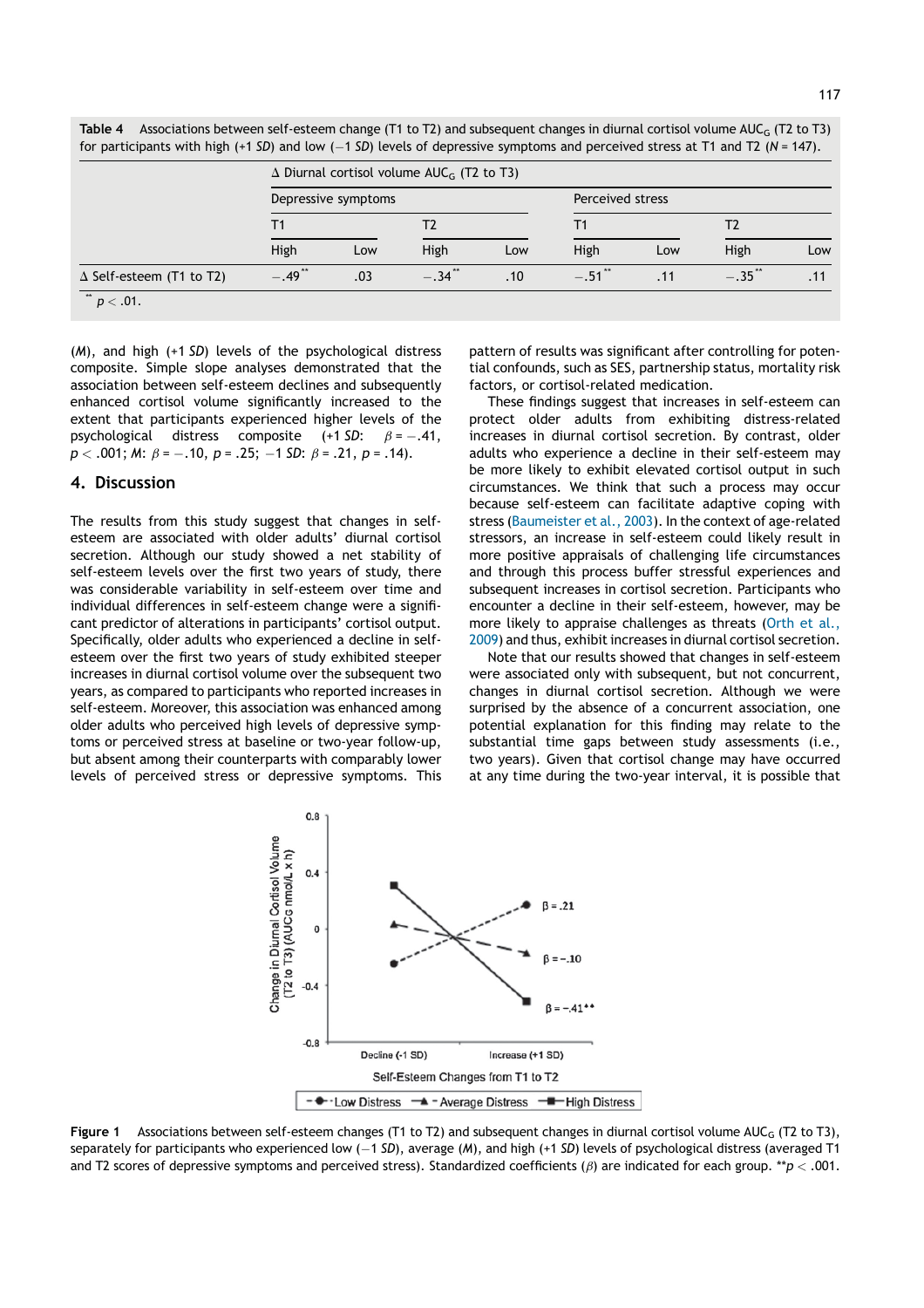**Table 4** Associations between self-esteem change (T1 to T2) and subsequent changes in diurnal cortisol volume $AUC_G$ (T2 to T3) for participants with high (+1 *SD*) and low (−1 *SD*) levels of depressive symptoms and perceived stress at T1 and T2 (*N* = 147).

| | Δ Diurnal cortisol volume $AUC_G$ (T2 to T3) | | | | | | | |
|---|---|---|---|---|---|---|---|---|
| | Depressive symptoms | | | | Perceived stress | | | |
| | T1 | | T2 | | T1 | | T2 | |
| | High | Low | High | Low | High | Low | High | Low |
| Δ Self-esteem (T1 to T2) | −.49** | .03 | −.34** | .10 | −.51** | .11 | −.35** | .11 |

** $p < .01$.

(*M*), and high (+1 *SD*) levels of the psychological distress composite. Simple slope analyses demonstrated that the association between self-esteem declines and subsequently enhanced cortisol volume significantly increased to the extent that participants experienced higher levels of the psychological distress composite (+1 *SD*: $\beta = -.41$, $p < .001$; *M*: $\beta = -.10$, $p = .25$; −1 *SD*: $\beta = .21$, $p = .14$).

## 4. Discussion

The results from this study suggest that changes in self-esteem are associated with older adults' diurnal cortisol secretion. Although our study showed a net stability of self-esteem levels over the first two years of study, there was considerable variability in self-esteem over time and individual differences in self-esteem change were a significant predictor of alterations in participants' cortisol output. Specifically, older adults who experienced a decline in self-esteem over the first two years of study exhibited steeper increases in diurnal cortisol volume over the subsequent two years, as compared to participants who reported increases in self-esteem. Moreover, this association was enhanced among older adults who perceived high levels of depressive symptoms or perceived stress at baseline or two-year follow-up, but absent among their counterparts with comparably lower levels of perceived stress or depressive symptoms. This pattern of results was significant after controlling for potential confounds, such as SES, partnership status, mortality risk factors, or cortisol-related medication.

These findings suggest that increases in self-esteem can protect older adults from exhibiting distress-related increases in diurnal cortisol secretion. By contrast, older adults who experience a decline in their self-esteem may be more likely to exhibit elevated cortisol output in such circumstances. We think that such a process may occur because self-esteem can facilitate adaptive coping with stress (Baumeister et al., 2003). In the context of age-related stressors, an increase in self-esteem could likely result in more positive appraisals of challenging life circumstances and through this process buffer stressful experiences and subsequent increases in cortisol secretion. Participants who encounter a decline in their self-esteem, however, may be more likely to appraise challenges as threats (Orth et al., 2009) and thus, exhibit increases in diurnal cortisol secretion.

Note that our results showed that changes in self-esteem were associated only with subsequent, but not concurrent, changes in diurnal cortisol secretion. Although we were surprised by the absence of a concurrent association, one potential explanation for this finding may relate to the substantial time gaps between study assessments (i.e., two years). Given that cortisol change may have occurred at any time during the two-year interval, it is possible that

**Figure 1** Associations between self-esteem changes (T1 to T2) and subsequent changes in diurnal cortisol volume $AUC_G$ (T2 to T3), separately for participants who experienced low (−1 *SD*), average (*M*), and high (+1 *SD*) levels of psychological distress (averaged T1 and T2 scores of depressive symptoms and perceived stress). Standardized coefficients ($\beta$) are indicated for each group. **$p < .001$.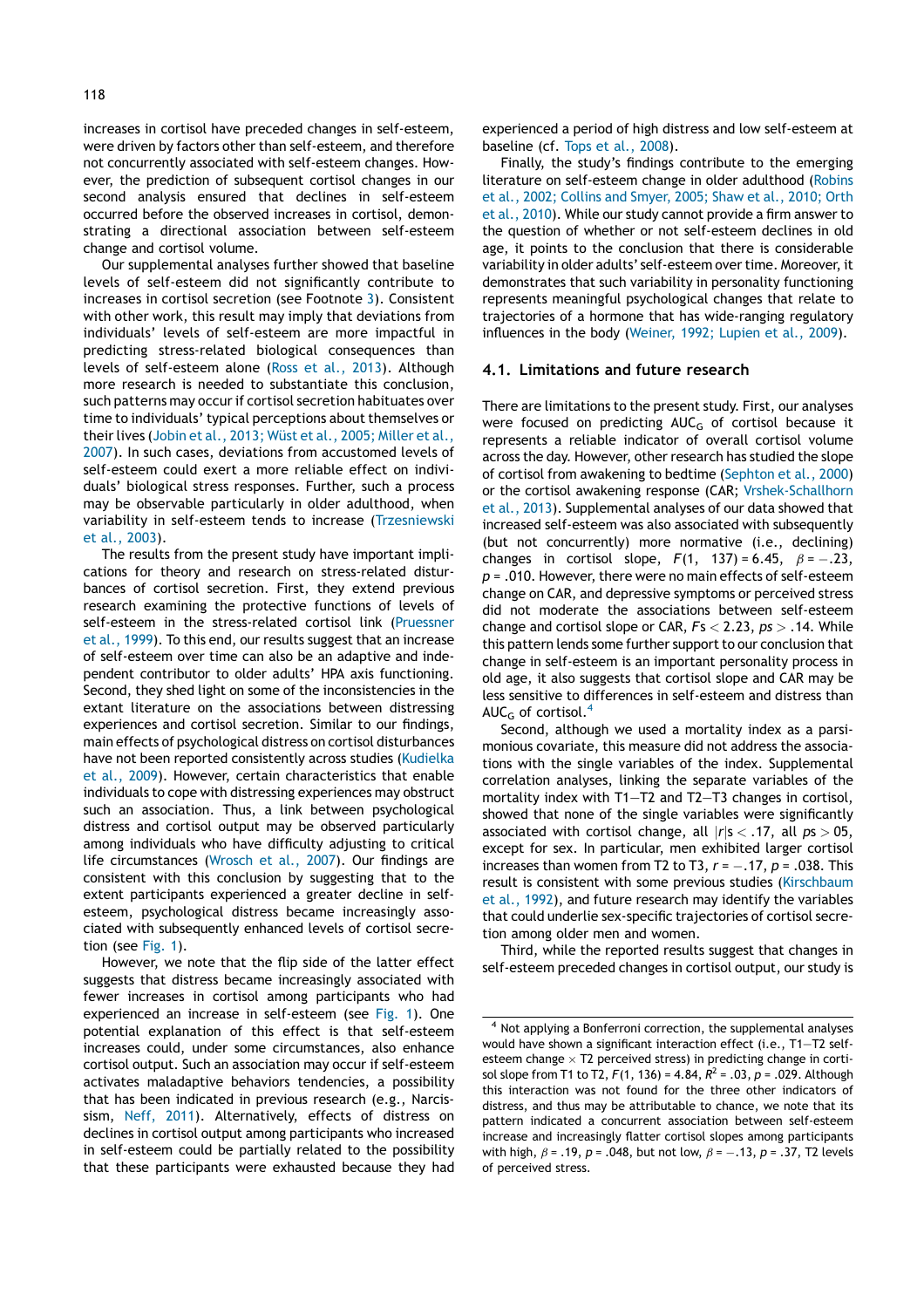increases in cortisol have preceded changes in self-esteem, were driven by factors other than self-esteem, and therefore not concurrently associated with self-esteem changes. However, the prediction of subsequent cortisol changes in our second analysis ensured that declines in self-esteem occurred before the observed increases in cortisol, demonstrating a directional association between self-esteem change and cortisol volume.

Our supplemental analyses further showed that baseline levels of self-esteem did not significantly contribute to increases in cortisol secretion (see Footnote 3). Consistent with other work, this result may imply that deviations from individuals' levels of self-esteem are more impactful in predicting stress-related biological consequences than levels of self-esteem alone (Ross et al., 2013). Although more research is needed to substantiate this conclusion, such patterns may occur if cortisol secretion habituates over time to individuals' typical perceptions about themselves or their lives (Jobin et al., 2013; Wüst et al., 2005; Miller et al., 2007). In such cases, deviations from accustomed levels of self-esteem could exert a more reliable effect on individuals' biological stress responses. Further, such a process may be observable particularly in older adulthood, when variability in self-esteem tends to increase (Trzesniewski et al., 2003).

The results from the present study have important implications for theory and research on stress-related disturbances of cortisol secretion. First, they extend previous research examining the protective functions of levels of self-esteem in the stress-related cortisol link (Pruessner et al., 1999). To this end, our results suggest that an increase of self-esteem over time can also be an adaptive and independent contributor to older adults' HPA axis functioning. Second, they shed light on some of the inconsistencies in the extant literature on the associations between distressing experiences and cortisol secretion. Similar to our findings, main effects of psychological distress on cortisol disturbances have not been reported consistently across studies (Kudielka et al., 2009). However, certain characteristics that enable individuals to cope with distressing experiences may obstruct such an association. Thus, a link between psychological distress and cortisol output may be observed particularly among individuals who have difficulty adjusting to critical life circumstances (Wrosch et al., 2007). Our findings are consistent with this conclusion by suggesting that to the extent participants experienced a greater decline in self-esteem, psychological distress became increasingly associated with subsequently enhanced levels of cortisol secretion (see Fig. 1).

However, we note that the flip side of the latter effect suggests that distress became increasingly associated with fewer increases in cortisol among participants who had experienced an increase in self-esteem (see Fig. 1). One potential explanation of this effect is that self-esteem increases could, under some circumstances, also enhance cortisol output. Such an association may occur if self-esteem activates maladaptive behaviors tendencies, a possibility that has been indicated in previous research (e.g., Narcissism, Neff, 2011). Alternatively, effects of distress on declines in cortisol output among participants who increased in self-esteem could be partially related to the possibility that these participants were exhausted because they had experienced a period of high distress and low self-esteem at baseline (cf. Tops et al., 2008).

Finally, the study's findings contribute to the emerging literature on self-esteem change in older adulthood (Robins et al., 2002; Collins and Smyer, 2005; Shaw et al., 2010; Orth et al., 2010). While our study cannot provide a firm answer to the question of whether or not self-esteem declines in old age, it points to the conclusion that there is considerable variability in older adults' self-esteem over time. Moreover, it demonstrates that such variability in personality functioning represents meaningful psychological changes that relate to trajectories of a hormone that has wide-ranging regulatory influences in the body (Weiner, 1992; Lupien et al., 2009).

## 4.1. Limitations and future research

There are limitations to the present study. First, our analyses were focused on predicting $AUC_G$ of cortisol because it represents a reliable indicator of overall cortisol volume across the day. However, other research has studied the slope of cortisol from awakening to bedtime (Sephton et al., 2000) or the cortisol awakening response (CAR; Vrshek-Schallhorn et al., 2013). Supplemental analyses of our data showed that increased self-esteem was also associated with subsequently (but not concurrently) more normative (i.e., declining) changes in cortisol slope, $F(1,\ 137) = 6.45$, $\beta = -.23$, $p = .010$. However, there were no main effects of self-esteem change on CAR, and depressive symptoms or perceived stress did not moderate the associations between self-esteem change and cortisol slope or CAR, $Fs < 2.23$, $ps > .14$. While this pattern lends some further support to our conclusion that change in self-esteem is an important personality process in old age, it also suggests that cortisol slope and CAR may be less sensitive to differences in self-esteem and distress than $AUC_G$ of cortisol.[4]

Second, although we used a mortality index as a parsimonious covariate, this measure did not address the associations with the single variables of the index. Supplemental correlation analyses, linking the separate variables of the mortality index with T1–T2 and T2–T3 changes in cortisol, showed that none of the single variables were significantly associated with cortisol change, all $|r|s < .17$, all $ps > 05$, except for sex. In particular, men exhibited larger cortisol increases than women from T2 to T3, $r = -.17$, $p = .038$. This result is consistent with some previous studies (Kirschbaum et al., 1992), and future research may identify the variables that could underlie sex-specific trajectories of cortisol secretion among older men and women.

Third, while the reported results suggest that changes in self-esteem preceded changes in cortisol output, our study is

[4] Not applying a Bonferroni correction, the supplemental analyses would have shown a significant interaction effect (i.e., T1–T2 self-esteem change × T2 perceived stress) in predicting change in cortisol slope from T1 to T2, $F(1, 136) = 4.84$, $R^2 = .03$, $p = .029$. Although this interaction was not found for the three other indicators of distress, and thus may be attributable to chance, we note that its pattern indicated a concurrent association between self-esteem increase and increasingly flatter cortisol slopes among participants with high, $\beta = .19$, $p = .048$, but not low, $\beta = -.13$, $p = .37$, T2 levels of perceived stress.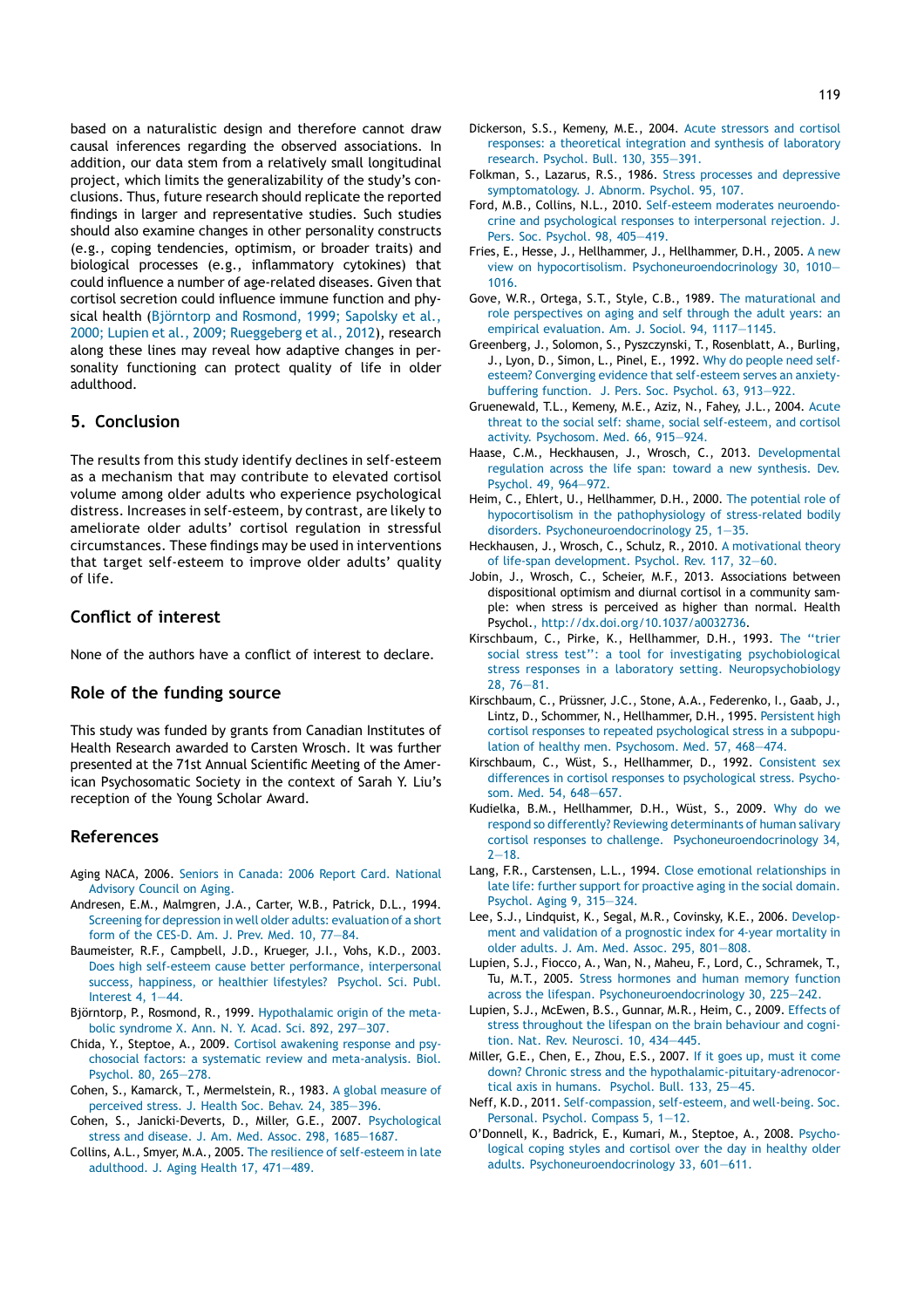based on a naturalistic design and therefore cannot draw causal inferences regarding the observed associations. In addition, our data stem from a relatively small longitudinal project, which limits the generalizability of the study's conclusions. Thus, future research should replicate the reported findings in larger and representative studies. Such studies should also examine changes in other personality constructs (e.g., coping tendencies, optimism, or broader traits) and biological processes (e.g., inflammatory cytokines) that could influence a number of age-related diseases. Given that cortisol secretion could influence immune function and physical health (Björntorp and Rosmond, 1999; Sapolsky et al., 2000; Lupien et al., 2009; Rueggeberg et al., 2012), research along these lines may reveal how adaptive changes in personality functioning can protect quality of life in older adulthood.

## 5. Conclusion

The results from this study identify declines in self-esteem as a mechanism that may contribute to elevated cortisol volume among older adults who experience psychological distress. Increases in self-esteem, by contrast, are likely to ameliorate older adults' cortisol regulation in stressful circumstances. These findings may be used in interventions that target self-esteem to improve older adults' quality of life.

## Conflict of interest

None of the authors have a conflict of interest to declare.

## Role of the funding source

This study was funded by grants from Canadian Institutes of Health Research awarded to Carsten Wrosch. It was further presented at the 71st Annual Scientific Meeting of the American Psychosomatic Society in the context of Sarah Y. Liu's reception of the Young Scholar Award.

## References

Aging NACA, 2006. Seniors in Canada: 2006 Report Card. National Advisory Council on Aging.

Andresen, E.M., Malmgren, J.A., Carter, W.B., Patrick, D.L., 1994. Screening for depression in well older adults: evaluation of a short form of the CES-D. Am. J. Prev. Med. 10, 77–84.

Baumeister, R.F., Campbell, J.D., Krueger, J.I., Vohs, K.D., 2003. Does high self-esteem cause better performance, interpersonal success, happiness, or healthier lifestyles? Psychol. Sci. Publ. Interest 4, 1–44.

Björntorp, P., Rosmond, R., 1999. Hypothalamic origin of the metabolic syndrome X. Ann. N. Y. Acad. Sci. 892, 297–307.

Chida, Y., Steptoe, A., 2009. Cortisol awakening response and psychosocial factors: a systematic review and meta-analysis. Biol. Psychol. 80, 265–278.

Cohen, S., Kamarck, T., Mermelstein, R., 1983. A global measure of perceived stress. J. Health Soc. Behav. 24, 385–396.

Cohen, S., Janicki-Deverts, D., Miller, G.E., 2007. Psychological stress and disease. J. Am. Med. Assoc. 298, 1685–1687.

Collins, A.L., Smyer, M.A., 2005. The resilience of self-esteem in late adulthood. J. Aging Health 17, 471–489.

Dickerson, S.S., Kemeny, M.E., 2004. Acute stressors and cortisol responses: a theoretical integration and synthesis of laboratory research. Psychol. Bull. 130, 355–391.

Folkman, S., Lazarus, R.S., 1986. Stress processes and depressive symptomatology. J. Abnorm. Psychol. 95, 107.

Ford, M.B., Collins, N.L., 2010. Self-esteem moderates neuroendocrine and psychological responses to interpersonal rejection. J. Pers. Soc. Psychol. 98, 405–419.

Fries, E., Hesse, J., Hellhammer, J., Hellhammer, D.H., 2005. A new view on hypocortisolism. Psychoneuroendocrinology 30, 1010–1016.

Gove, W.R., Ortega, S.T., Style, C.B., 1989. The maturational and role perspectives on aging and self through the adult years: an empirical evaluation. Am. J. Sociol. 94, 1117–1145.

Greenberg, J., Solomon, S., Pyszczynski, T., Rosenblatt, A., Burling, J., Lyon, D., Simon, L., Pinel, E., 1992. Why do people need self-esteem? Converging evidence that self-esteem serves an anxiety-buffering function. J. Pers. Soc. Psychol. 63, 913–922.

Gruenewald, T.L., Kemeny, M.E., Aziz, N., Fahey, J.L., 2004. Acute threat to the social self: shame, social self-esteem, and cortisol activity. Psychosom. Med. 66, 915–924.

Haase, C.M., Heckhausen, J., Wrosch, C., 2013. Developmental regulation across the life span: toward a new synthesis. Dev. Psychol. 49, 964–972.

Heim, C., Ehlert, U., Hellhammer, D.H., 2000. The potential role of hypocortisolism in the pathophysiology of stress-related bodily disorders. Psychoneuroendocrinology 25, 1–35.

Heckhausen, J., Wrosch, C., Schulz, R., 2010. A motivational theory of life-span development. Psychol. Rev. 117, 32–60.

Jobin, J., Wrosch, C., Scheier, M.F., 2013. Associations between dispositional optimism and diurnal cortisol in a community sample: when stress is perceived as higher than normal. Health Psychol., http://dx.doi.org/10.1037/a0032736.

Kirschbaum, C., Pirke, K., Hellhammer, D.H., 1993. The "trier social stress test": a tool for investigating psychobiological stress responses in a laboratory setting. Neuropsychobiology 28, 76–81.

Kirschbaum, C., Prüssner, J.C., Stone, A.A., Federenko, I., Gaab, J., Lintz, D., Schommer, N., Hellhammer, D.H., 1995. Persistent high cortisol responses to repeated psychological stress in a subpopulation of healthy men. Psychosom. Med. 57, 468–474.

Kirschbaum, C., Wüst, S., Hellhammer, D., 1992. Consistent sex differences in cortisol responses to psychological stress. Psychosom. Med. 54, 648–657.

Kudielka, B.M., Hellhammer, D.H., Wüst, S., 2009. Why do we respond so differently? Reviewing determinants of human salivary cortisol responses to challenge. Psychoneuroendocrinology 34, 2–18.

Lang, F.R., Carstensen, L.L., 1994. Close emotional relationships in late life: further support for proactive aging in the social domain. Psychol. Aging 9, 315–324.

Lee, S.J., Lindquist, K., Segal, M.R., Covinsky, K.E., 2006. Development and validation of a prognostic index for 4-year mortality in older adults. J. Am. Med. Assoc. 295, 801–808.

Lupien, S.J., Fiocco, A., Wan, N., Maheu, F., Lord, C., Schramek, T., Tu, M.T., 2005. Stress hormones and human memory function across the lifespan. Psychoneuroendocrinology 30, 225–242.

Lupien, S.J., McEwen, B.S., Gunnar, M.R., Heim, C., 2009. Effects of stress throughout the lifespan on the brain behaviour and cognition. Nat. Rev. Neurosci. 10, 434–445.

Miller, G.E., Chen, E., Zhou, E.S., 2007. If it goes up, must it come down? Chronic stress and the hypothalamic-pituitary-adrenocortical axis in humans. Psychol. Bull. 133, 25–45.

Neff, K.D., 2011. Self-compassion, self-esteem, and well-being. Soc. Personal. Psychol. Compass 5, 1–12.

O'Donnell, K., Badrick, E., Kumari, M., Steptoe, A., 2008. Psychological coping styles and cortisol over the day in healthy older adults. Psychoneuroendocrinology 33, 601–611.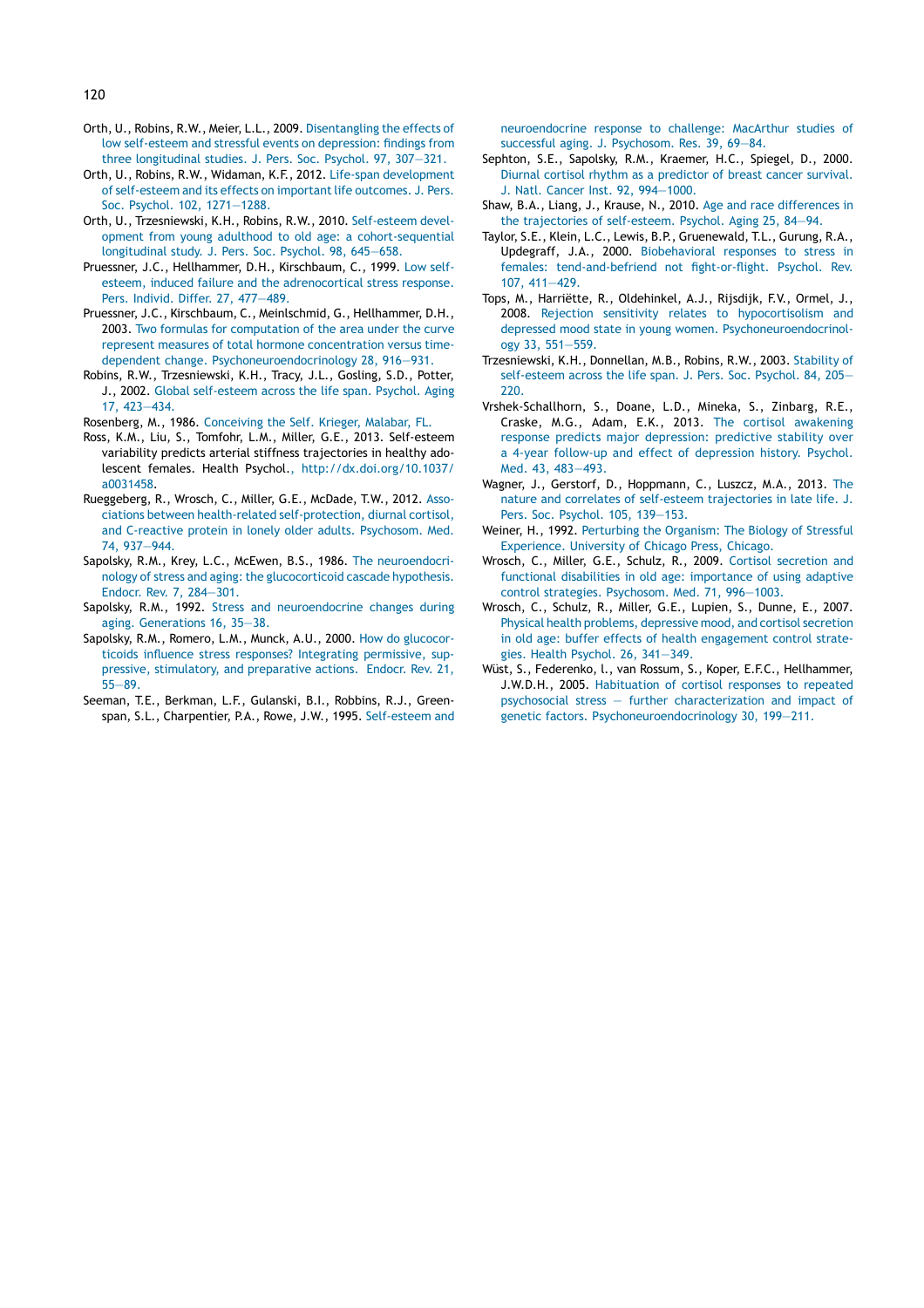Orth, U., Robins, R.W., Meier, L.L., 2009. Disentangling the effects of low self-esteem and stressful events on depression: findings from three longitudinal studies. J. Pers. Soc. Psychol. 97, 307—321.

Orth, U., Robins, R.W., Widaman, K.F., 2012. Life-span development of self-esteem and its effects on important life outcomes. J. Pers. Soc. Psychol. 102, 1271—1288.

Orth, U., Trzesniewski, K.H., Robins, R.W., 2010. Self-esteem development from young adulthood to old age: a cohort-sequential longitudinal study. J. Pers. Soc. Psychol. 98, 645—658.

Pruessner, J.C., Hellhammer, D.H., Kirschbaum, C., 1999. Low self-esteem, induced failure and the adrenocortical stress response. Pers. Individ. Differ. 27, 477—489.

Pruessner, J.C., Kirschbaum, C., Meinlschmid, G., Hellhammer, D.H., 2003. Two formulas for computation of the area under the curve represent measures of total hormone concentration versus time-dependent change. Psychoneuroendocrinology 28, 916—931.

Robins, R.W., Trzesniewski, K.H., Tracy, J.L., Gosling, S.D., Potter, J., 2002. Global self-esteem across the life span. Psychol. Aging 17, 423—434.

Rosenberg, M., 1986. Conceiving the Self. Krieger, Malabar, FL.

Ross, K.M., Liu, S., Tomfohr, L.M., Miller, G.E., 2013. Self-esteem variability predicts arterial stiffness trajectories in healthy adolescent females. Health Psychol., http://dx.doi.org/10.1037/a0031458.

Rueggeberg, R., Wrosch, C., Miller, G.E., McDade, T.W., 2012. Associations between health-related self-protection, diurnal cortisol, and C-reactive protein in lonely older adults. Psychosom. Med. 74, 937—944.

Sapolsky, R.M., Krey, L.C., McEwen, B.S., 1986. The neuroendocrinology of stress and aging: the glucocorticoid cascade hypothesis. Endocr. Rev. 7, 284—301.

Sapolsky, R.M., 1992. Stress and neuroendocrine changes during aging. Generations 16, 35—38.

Sapolsky, R.M., Romero, L.M., Munck, A.U., 2000. How do glucocorticoids influence stress responses? Integrating permissive, suppressive, stimulatory, and preparative actions. Endocr. Rev. 21, 55—89.

Seeman, T.E., Berkman, L.F., Gulanski, B.I., Robbins, R.J., Greenspan, S.L., Charpentier, P.A., Rowe, J.W., 1995. Self-esteem and neuroendocrine response to challenge: MacArthur studies of successful aging. J. Psychosom. Res. 39, 69—84.

Sephton, S.E., Sapolsky, R.M., Kraemer, H.C., Spiegel, D., 2000. Diurnal cortisol rhythm as a predictor of breast cancer survival. J. Natl. Cancer Inst. 92, 994—1000.

Shaw, B.A., Liang, J., Krause, N., 2010. Age and race differences in the trajectories of self-esteem. Psychol. Aging 25, 84—94.

Taylor, S.E., Klein, L.C., Lewis, B.P., Gruenewald, T.L., Gurung, R.A., Updegraff, J.A., 2000. Biobehavioral responses to stress in females: tend-and-befriend not fight-or-flight. Psychol. Rev. 107, 411—429.

Tops, M., Harriëtte, R., Oldehinkel, A.J., Rijsdijk, F.V., Ormel, J., 2008. Rejection sensitivity relates to hypocortisolism and depressed mood state in young women. Psychoneuroendocrinology 33, 551—559.

Trzesniewski, K.H., Donnellan, M.B., Robins, R.W., 2003. Stability of self-esteem across the life span. J. Pers. Soc. Psychol. 84, 205—220.

Vrshek-Schallhorn, S., Doane, L.D., Mineka, S., Zinbarg, R.E., Craske, M.G., Adam, E.K., 2013. The cortisol awakening response predicts major depression: predictive stability over a 4-year follow-up and effect of depression history. Psychol. Med. 43, 483—493.

Wagner, J., Gerstorf, D., Hoppmann, C., Luszcz, M.A., 2013. The nature and correlates of self-esteem trajectories in late life. J. Pers. Soc. Psychol. 105, 139—153.

Weiner, H., 1992. Perturbing the Organism: The Biology of Stressful Experience. University of Chicago Press, Chicago.

Wrosch, C., Miller, G.E., Schulz, R., 2009. Cortisol secretion and functional disabilities in old age: importance of using adaptive control strategies. Psychosom. Med. 71, 996—1003.

Wrosch, C., Schulz, R., Miller, G.E., Lupien, S., Dunne, E., 2007. Physical health problems, depressive mood, and cortisol secretion in old age: buffer effects of health engagement control strategies. Health Psychol. 26, 341—349.

Wüst, S., Federenko, I., van Rossum, S., Koper, E.F.C., Hellhammer, J.W.D.H., 2005. Habituation of cortisol responses to repeated psychosocial stress — further characterization and impact of genetic factors. Psychoneuroendocrinology 30, 199—211.